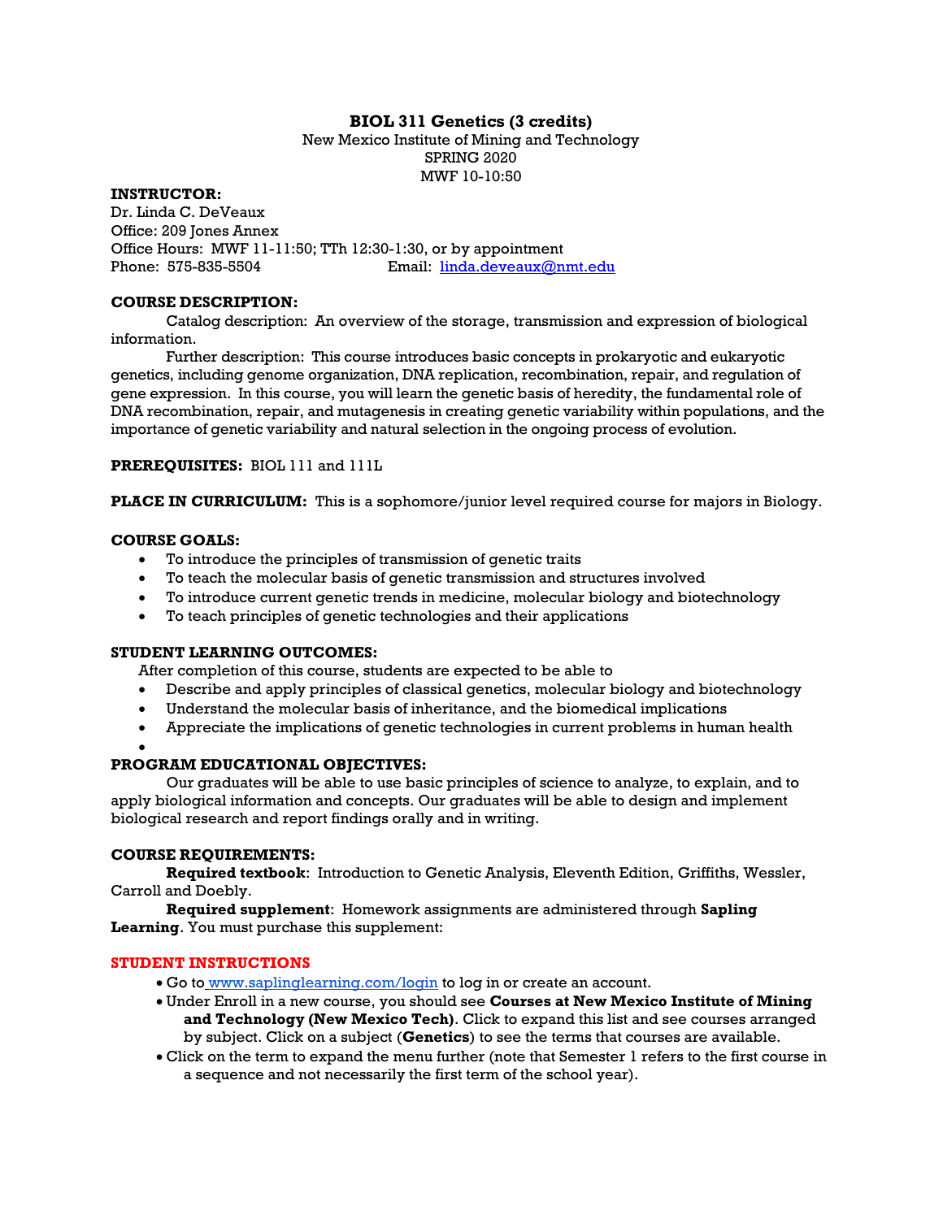# BIOL 311 Genetics (3 credits)

New Mexico Institute of Mining and Technology
SPRING 2020
MWF 10-10:50

**INSTRUCTOR:**
Dr. Linda C. DeVeaux
Office: 209 Jones Annex
Office Hours: MWF 11-11:50; TTh 12:30-1:30, or by appointment
Phone: 575-835-5504 Email: linda.deveaux@nmt.edu

**COURSE DESCRIPTION:**

Catalog description: An overview of the storage, transmission and expression of biological information.

Further description: This course introduces basic concepts in prokaryotic and eukaryotic genetics, including genome organization, DNA replication, recombination, repair, and regulation of gene expression. In this course, you will learn the genetic basis of heredity, the fundamental role of DNA recombination, repair, and mutagenesis in creating genetic variability within populations, and the importance of genetic variability and natural selection in the ongoing process of evolution.

**PREREQUISITES:** BIOL 111 and 111L

**PLACE IN CURRICULUM:** This is a sophomore/junior level required course for majors in Biology.

**COURSE GOALS:**

- To introduce the principles of transmission of genetic traits
- To teach the molecular basis of genetic transmission and structures involved
- To introduce current genetic trends in medicine, molecular biology and biotechnology
- To teach principles of genetic technologies and their applications

**STUDENT LEARNING OUTCOMES:**

After completion of this course, students are expected to be able to

- Describe and apply principles of classical genetics, molecular biology and biotechnology
- Understand the molecular basis of inheritance, and the biomedical implications
- Appreciate the implications of genetic technologies in current problems in human health

**PROGRAM EDUCATIONAL OBJECTIVES:**

Our graduates will be able to use basic principles of science to analyze, to explain, and to apply biological information and concepts. Our graduates will be able to design and implement biological research and report findings orally and in writing.

**COURSE REQUIREMENTS:**

**Required textbook**: Introduction to Genetic Analysis, Eleventh Edition, Griffiths, Wessler, Carroll and Doebly.

**Required supplement**: Homework assignments are administered through **Sapling Learning**. You must purchase this supplement:

**STUDENT INSTRUCTIONS**

- Go to www.saplinglearning.com/login to log in or create an account.
- Under Enroll in a new course, you should see **Courses at New Mexico Institute of Mining and Technology (New Mexico Tech)**. Click to expand this list and see courses arranged by subject. Click on a subject (**Genetics**) to see the terms that courses are available.
- Click on the term to expand the menu further (note that Semester 1 refers to the first course in a sequence and not necessarily the first term of the school year).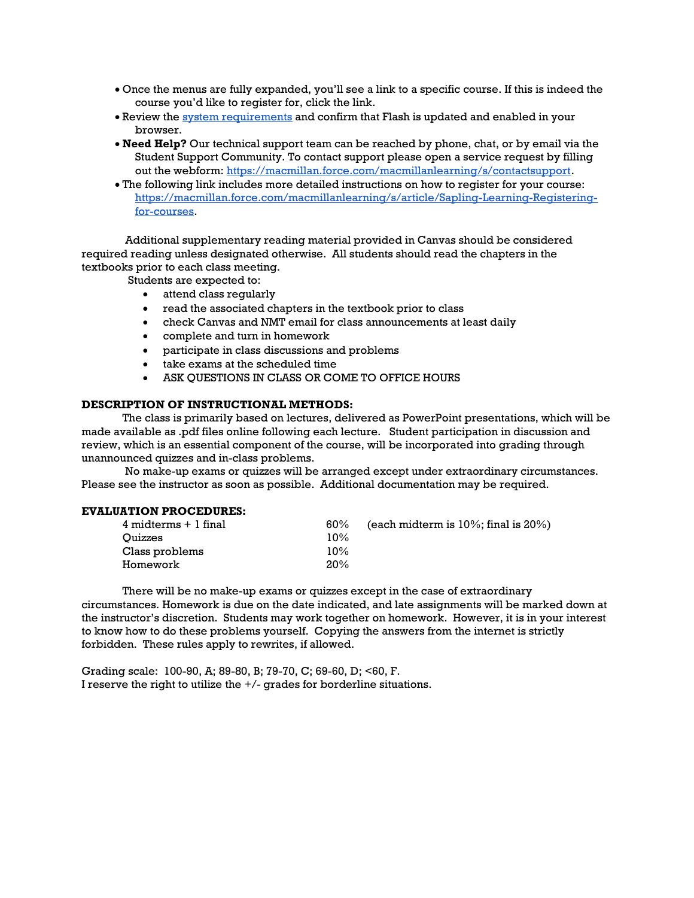- Once the menus are fully expanded, you'll see a link to a specific course. If this is indeed the course you'd like to register for, click the link.
- Review the [system requirements]() and confirm that Flash is updated and enabled in your browser.
- **Need Help?** Our technical support team can be reached by phone, chat, or by email via the Student Support Community. To contact support please open a service request by filling out the webform: https://macmillan.force.com/macmillanlearning/s/contactsupport.
- The following link includes more detailed instructions on how to register for your course: https://macmillan.force.com/macmillanlearning/s/article/Sapling-Learning-Registering-for-courses.

Additional supplementary reading material provided in Canvas should be considered required reading unless designated otherwise. All students should read the chapters in the textbooks prior to each class meeting.

Students are expected to:

- attend class regularly
- read the associated chapters in the textbook prior to class
- check Canvas and NMT email for class announcements at least daily
- complete and turn in homework
- participate in class discussions and problems
- take exams at the scheduled time
- ASK QUESTIONS IN CLASS OR COME TO OFFICE HOURS

**DESCRIPTION OF INSTRUCTIONAL METHODS:**

The class is primarily based on lectures, delivered as PowerPoint presentations, which will be made available as .pdf files online following each lecture. Student participation in discussion and review, which is an essential component of the course, will be incorporated into grading through unannounced quizzes and in-class problems.

No make-up exams or quizzes will be arranged except under extraordinary circumstances. Please see the instructor as soon as possible. Additional documentation may be required.

**EVALUATION PROCEDURES:**

| | | |
|---|---|---|
| 4 midterms + 1 final | 60% | (each midterm is 10%; final is 20%) |
| Quizzes | 10% | |
| Class problems | 10% | |
| Homework | 20% | |

There will be no make-up exams or quizzes except in the case of extraordinary circumstances. Homework is due on the date indicated, and late assignments will be marked down at the instructor's discretion. Students may work together on homework. However, it is in your interest to know how to do these problems yourself. Copying the answers from the internet is strictly forbidden. These rules apply to rewrites, if allowed.

Grading scale: 100-90, A; 89-80, B; 79-70, C; 69-60, D; <60, F.
I reserve the right to utilize the +/- grades for borderline situations.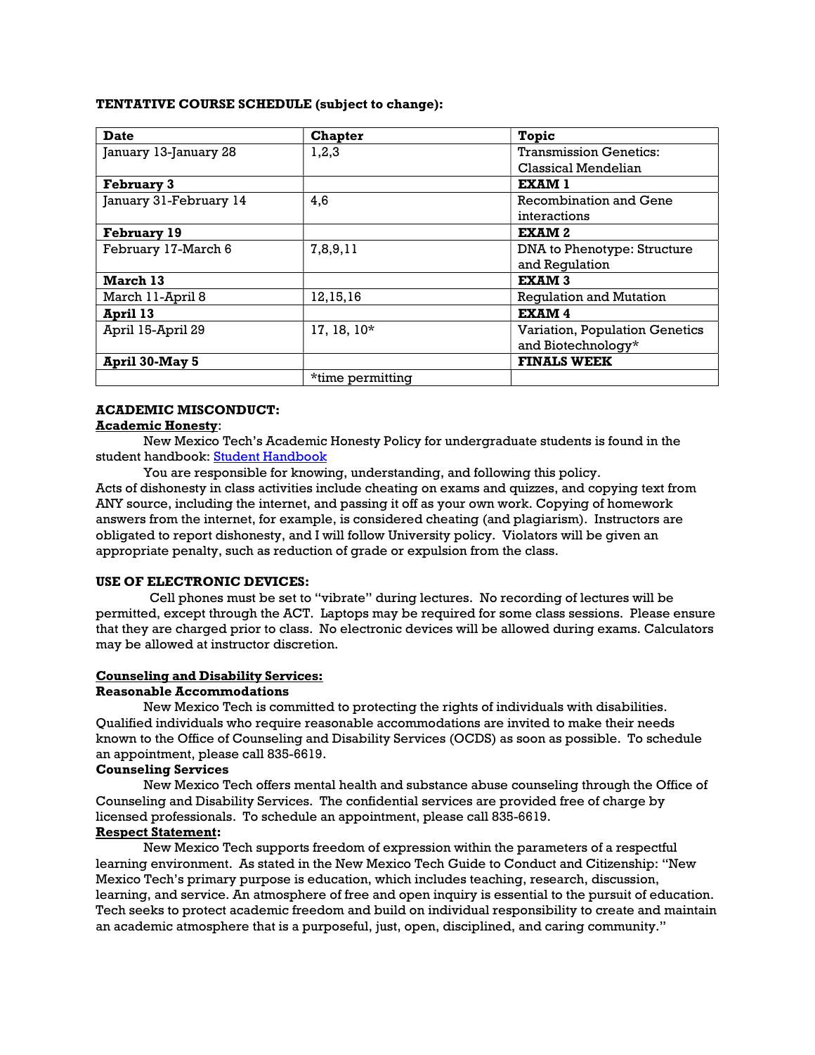**TENTATIVE COURSE SCHEDULE (subject to change):**

| Date | Chapter | Topic |
|---|---|---|
| January 13-January 28 | 1,2,3 | Transmission Genetics: Classical Mendelian |
| **February 3** | | **EXAM 1** |
| January 31-February 14 | 4,6 | Recombination and Gene interactions |
| **February 19** | | **EXAM 2** |
| February 17-March 6 | 7,8,9,11 | DNA to Phenotype: Structure and Regulation |
| **March 13** | | **EXAM 3** |
| March 11-April 8 | 12,15,16 | Regulation and Mutation |
| **April 13** | | **EXAM 4** |
| April 15-April 29 | 17, 18, 10* | Variation, Population Genetics and Biotechnology* |
| **April 30-May 5** | | **FINALS WEEK** |
| | *time permitting | |

**ACADEMIC MISCONDUCT:**

**Academic Honesty**:

New Mexico Tech's Academic Honesty Policy for undergraduate students is found in the student handbook: [Student Handbook]()

You are responsible for knowing, understanding, and following this policy. Acts of dishonesty in class activities include cheating on exams and quizzes, and copying text from ANY source, including the internet, and passing it off as your own work. Copying of homework answers from the internet, for example, is considered cheating (and plagiarism). Instructors are obligated to report dishonesty, and I will follow University policy. Violators will be given an appropriate penalty, such as reduction of grade or expulsion from the class.

**USE OF ELECTRONIC DEVICES:**

Cell phones must be set to "vibrate" during lectures. No recording of lectures will be permitted, except through the ACT. Laptops may be required for some class sessions. Please ensure that they are charged prior to class. No electronic devices will be allowed during exams. Calculators may be allowed at instructor discretion.

**Counseling and Disability Services:**

**Reasonable Accommodations**

New Mexico Tech is committed to protecting the rights of individuals with disabilities. Qualified individuals who require reasonable accommodations are invited to make their needs known to the Office of Counseling and Disability Services (OCDS) as soon as possible. To schedule an appointment, please call 835-6619.

**Counseling Services**

New Mexico Tech offers mental health and substance abuse counseling through the Office of Counseling and Disability Services. The confidential services are provided free of charge by licensed professionals. To schedule an appointment, please call 835-6619.

**Respect Statement:**

New Mexico Tech supports freedom of expression within the parameters of a respectful learning environment. As stated in the New Mexico Tech Guide to Conduct and Citizenship: "New Mexico Tech's primary purpose is education, which includes teaching, research, discussion, learning, and service. An atmosphere of free and open inquiry is essential to the pursuit of education. Tech seeks to protect academic freedom and build on individual responsibility to create and maintain an academic atmosphere that is a purposeful, just, open, disciplined, and caring community."